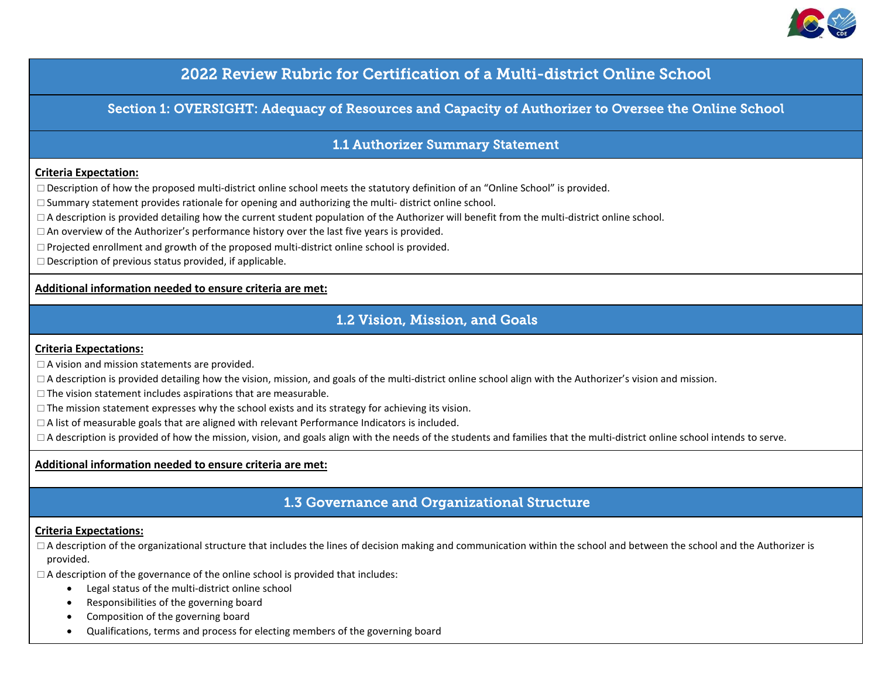# 2022 Review Rubric for Certification of a Multi-district Online School

## Section 1: OVERSIGHT: Adequacy of Resources and Capacity of Authorizer to Oversee the Online School

### 1.1 Authorizer Summary Statement

**Criteria Expectation:**

- ☐ Description of how the proposed multi-district online school meets the statutory definition of an "Online School" is provided.
- ☐ Summary statement provides rationale for opening and authorizing the multi- district online school.
- ☐ A description is provided detailing how the current student population of the Authorizer will benefit from the multi-district online school.
- ☐ An overview of the Authorizer's performance history over the last five years is provided.
- ☐ Projected enrollment and growth of the proposed multi-district online school is provided.
- ☐ Description of previous status provided, if applicable.

**Additional information needed to ensure criteria are met:**

### 1.2 Vision, Mission, and Goals

**Criteria Expectations:**

- ☐ A vision and mission statements are provided.
- ☐ A description is provided detailing how the vision, mission, and goals of the multi-district online school align with the Authorizer's vision and mission.
- ☐ The vision statement includes aspirations that are measurable.
- ☐ The mission statement expresses why the school exists and its strategy for achieving its vision.
- ☐ A list of measurable goals that are aligned with relevant Performance Indicators is included.
- ☐ A description is provided of how the mission, vision, and goals align with the needs of the students and families that the multi-district online school intends to serve.

**Additional information needed to ensure criteria are met:**

### 1.3 Governance and Organizational Structure

**Criteria Expectations:**

- ☐ A description of the organizational structure that includes the lines of decision making and communication within the school and between the school and the Authorizer is provided.
- ☐ A description of the governance of the online school is provided that includes:
  - Legal status of the multi-district online school
  - Responsibilities of the governing board
  - Composition of the governing board
  - Qualifications, terms and process for electing members of the governing board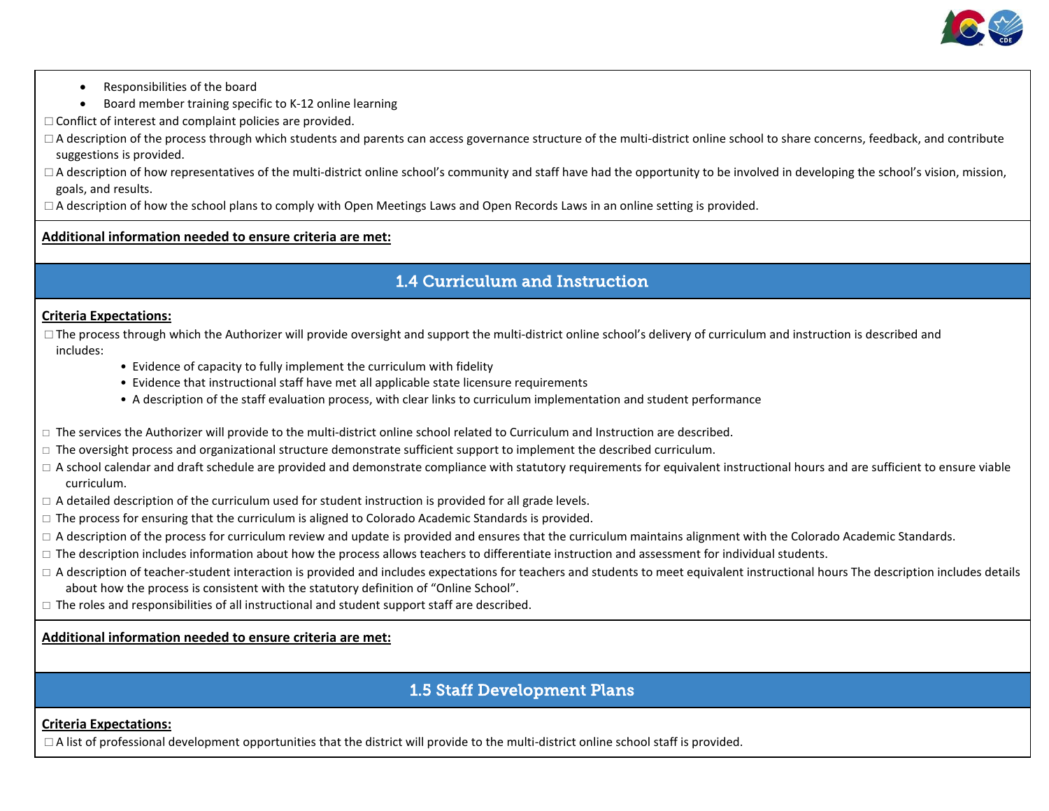- Responsibilities of the board
- Board member training specific to K-12 online learning

☐ Conflict of interest and complaint policies are provided.

☐ A description of the process through which students and parents can access governance structure of the multi-district online school to share concerns, feedback, and contribute suggestions is provided.

☐ A description of how representatives of the multi-district online school's community and staff have had the opportunity to be involved in developing the school's vision, mission, goals, and results.

☐ A description of how the school plans to comply with Open Meetings Laws and Open Records Laws in an online setting is provided.

**Additional information needed to ensure criteria are met:**

## 1.4 Curriculum and Instruction

**Criteria Expectations:**

☐ The process through which the Authorizer will provide oversight and support the multi-district online school's delivery of curriculum and instruction is described and includes:

- Evidence of capacity to fully implement the curriculum with fidelity
- Evidence that instructional staff have met all applicable state licensure requirements
- A description of the staff evaluation process, with clear links to curriculum implementation and student performance

☐ The services the Authorizer will provide to the multi-district online school related to Curriculum and Instruction are described.

☐ The oversight process and organizational structure demonstrate sufficient support to implement the described curriculum.

☐ A school calendar and draft schedule are provided and demonstrate compliance with statutory requirements for equivalent instructional hours and are sufficient to ensure viable curriculum.

☐ A detailed description of the curriculum used for student instruction is provided for all grade levels.

☐ The process for ensuring that the curriculum is aligned to Colorado Academic Standards is provided.

☐ A description of the process for curriculum review and update is provided and ensures that the curriculum maintains alignment with the Colorado Academic Standards.

☐ The description includes information about how the process allows teachers to differentiate instruction and assessment for individual students.

☐ A description of teacher-student interaction is provided and includes expectations for teachers and students to meet equivalent instructional hours The description includes details about how the process is consistent with the statutory definition of "Online School".

☐ The roles and responsibilities of all instructional and student support staff are described.

**Additional information needed to ensure criteria are met:**

## 1.5 Staff Development Plans

**Criteria Expectations:**

☐ A list of professional development opportunities that the district will provide to the multi-district online school staff is provided.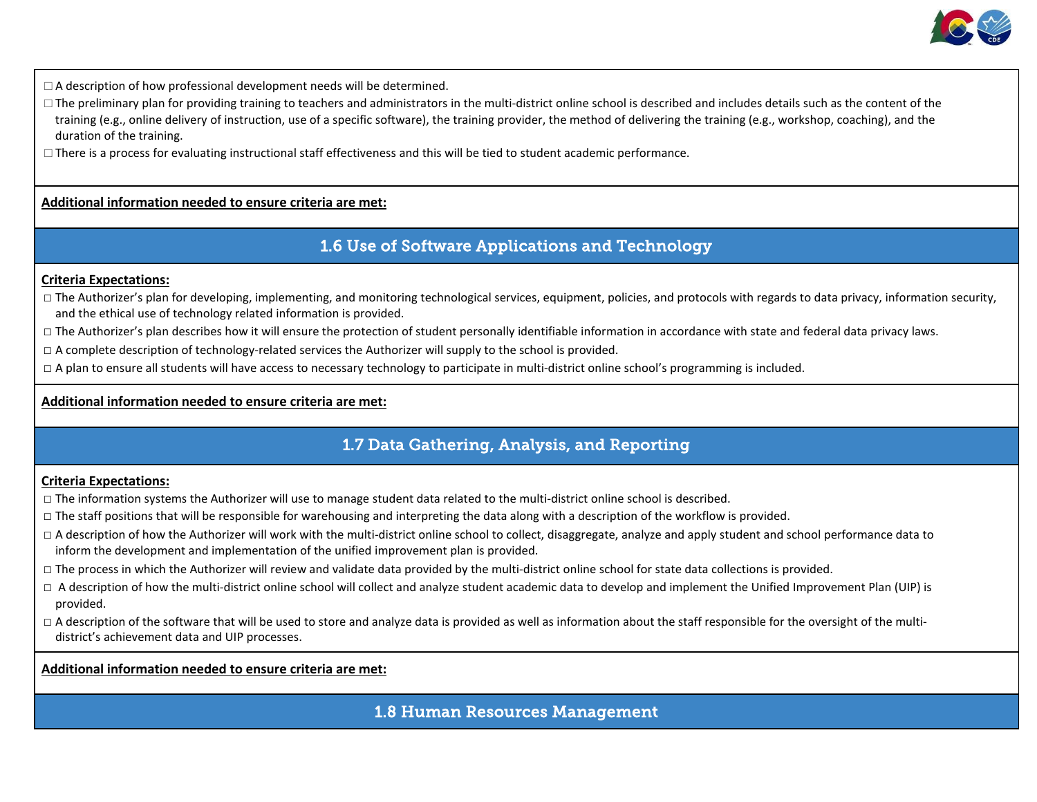☐ A description of how professional development needs will be determined.

☐ The preliminary plan for providing training to teachers and administrators in the multi-district online school is described and includes details such as the content of the training (e.g., online delivery of instruction, use of a specific software), the training provider, the method of delivering the training (e.g., workshop, coaching), and the duration of the training.

☐ There is a process for evaluating instructional staff effectiveness and this will be tied to student academic performance.

**Additional information needed to ensure criteria are met:**

## 1.6 Use of Software Applications and Technology

**Criteria Expectations:**

☐ The Authorizer's plan for developing, implementing, and monitoring technological services, equipment, policies, and protocols with regards to data privacy, information security, and the ethical use of technology related information is provided.

☐ The Authorizer's plan describes how it will ensure the protection of student personally identifiable information in accordance with state and federal data privacy laws.

☐ A complete description of technology-related services the Authorizer will supply to the school is provided.

☐ A plan to ensure all students will have access to necessary technology to participate in multi-district online school's programming is included.

**Additional information needed to ensure criteria are met:**

## 1.7 Data Gathering, Analysis, and Reporting

**Criteria Expectations:**

☐ The information systems the Authorizer will use to manage student data related to the multi-district online school is described.

☐ The staff positions that will be responsible for warehousing and interpreting the data along with a description of the workflow is provided.

☐ A description of how the Authorizer will work with the multi-district online school to collect, disaggregate, analyze and apply student and school performance data to inform the development and implementation of the unified improvement plan is provided.

☐ The process in which the Authorizer will review and validate data provided by the multi-district online school for state data collections is provided.

☐ A description of how the multi-district online school will collect and analyze student academic data to develop and implement the Unified Improvement Plan (UIP) is provided.

☐ A description of the software that will be used to store and analyze data is provided as well as information about the staff responsible for the oversight of the multi-district's achievement data and UIP processes.

**Additional information needed to ensure criteria are met:**

## 1.8 Human Resources Management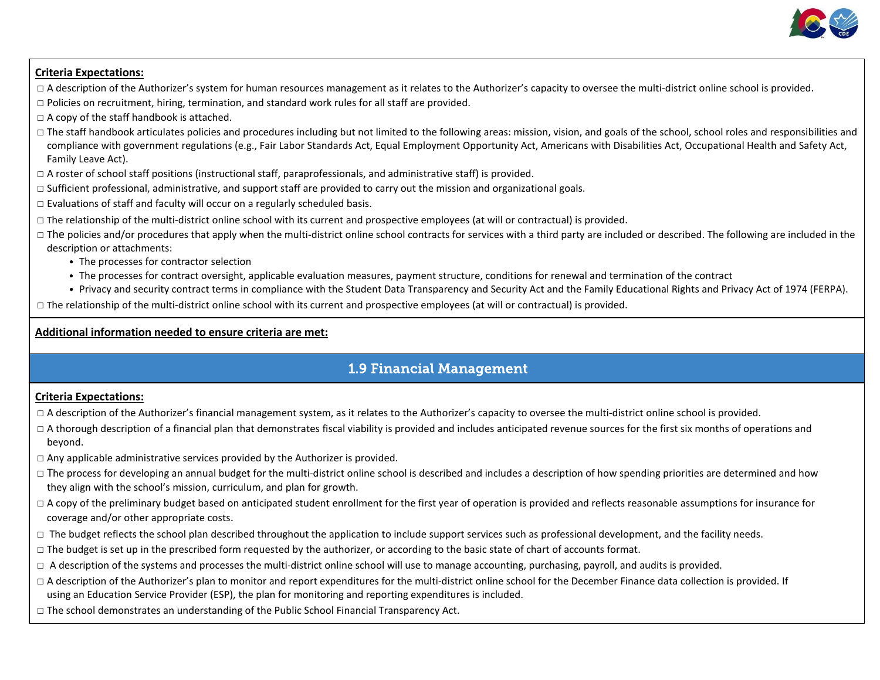**Criteria Expectations:**

□ A description of the Authorizer's system for human resources management as it relates to the Authorizer's capacity to oversee the multi-district online school is provided.

□ Policies on recruitment, hiring, termination, and standard work rules for all staff are provided.

□ A copy of the staff handbook is attached.

□ The staff handbook articulates policies and procedures including but not limited to the following areas: mission, vision, and goals of the school, school roles and responsibilities and compliance with government regulations (e.g., Fair Labor Standards Act, Equal Employment Opportunity Act, Americans with Disabilities Act, Occupational Health and Safety Act, Family Leave Act).

□ A roster of school staff positions (instructional staff, paraprofessionals, and administrative staff) is provided.

□ Sufficient professional, administrative, and support staff are provided to carry out the mission and organizational goals.

□ Evaluations of staff and faculty will occur on a regularly scheduled basis.

□ The relationship of the multi-district online school with its current and prospective employees (at will or contractual) is provided.

□ The policies and/or procedures that apply when the multi-district online school contracts for services with a third party are included or described. The following are included in the description or attachments:

- The processes for contractor selection
- The processes for contract oversight, applicable evaluation measures, payment structure, conditions for renewal and termination of the contract
- Privacy and security contract terms in compliance with the Student Data Transparency and Security Act and the Family Educational Rights and Privacy Act of 1974 (FERPA).

□ The relationship of the multi-district online school with its current and prospective employees (at will or contractual) is provided.

**Additional information needed to ensure criteria are met:**

## 1.9 Financial Management

**Criteria Expectations:**

□ A description of the Authorizer's financial management system, as it relates to the Authorizer's capacity to oversee the multi-district online school is provided.

□ A thorough description of a financial plan that demonstrates fiscal viability is provided and includes anticipated revenue sources for the first six months of operations and beyond.

□ Any applicable administrative services provided by the Authorizer is provided.

□ The process for developing an annual budget for the multi-district online school is described and includes a description of how spending priorities are determined and how they align with the school's mission, curriculum, and plan for growth.

□ A copy of the preliminary budget based on anticipated student enrollment for the first year of operation is provided and reflects reasonable assumptions for insurance for coverage and/or other appropriate costs.

□ The budget reflects the school plan described throughout the application to include support services such as professional development, and the facility needs.

□ The budget is set up in the prescribed form requested by the authorizer, or according to the basic state of chart of accounts format.

□ A description of the systems and processes the multi-district online school will use to manage accounting, purchasing, payroll, and audits is provided.

□ A description of the Authorizer's plan to monitor and report expenditures for the multi-district online school for the December Finance data collection is provided. If using an Education Service Provider (ESP), the plan for monitoring and reporting expenditures is included.

□ The school demonstrates an understanding of the Public School Financial Transparency Act.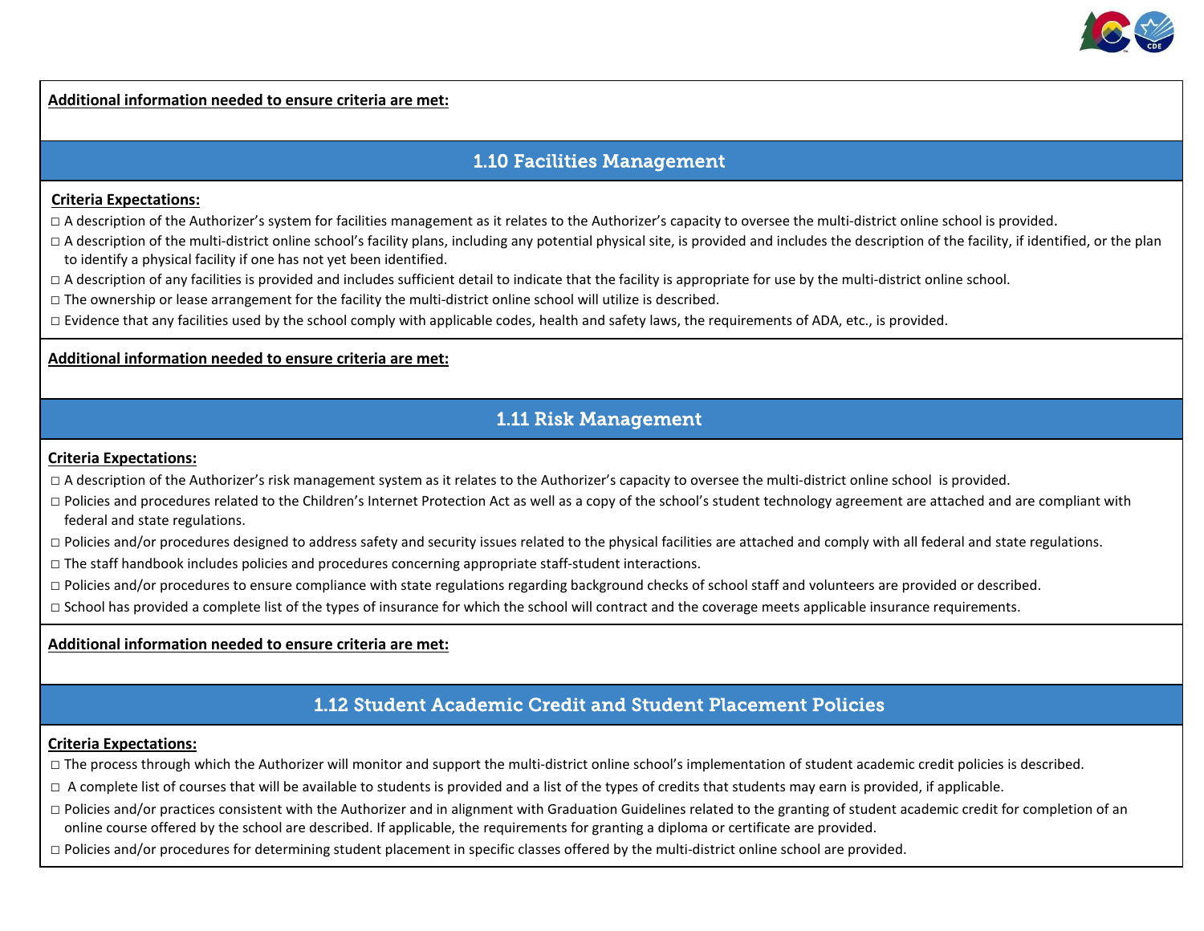**Additional information needed to ensure criteria are met:**

## 1.10 Facilities Management

**Criteria Expectations:**

- ☐ A description of the Authorizer's system for facilities management as it relates to the Authorizer's capacity to oversee the multi-district online school is provided.
- ☐ A description of the multi-district online school's facility plans, including any potential physical site, is provided and includes the description of the facility, if identified, or the plan to identify a physical facility if one has not yet been identified.
- ☐ A description of any facilities is provided and includes sufficient detail to indicate that the facility is appropriate for use by the multi-district online school.
- ☐ The ownership or lease arrangement for the facility the multi-district online school will utilize is described.
- ☐ Evidence that any facilities used by the school comply with applicable codes, health and safety laws, the requirements of ADA, etc., is provided.

**Additional information needed to ensure criteria are met:**

## 1.11 Risk Management

**Criteria Expectations:**

- ☐ A description of the Authorizer's risk management system as it relates to the Authorizer's capacity to oversee the multi-district online school is provided.
- ☐ Policies and procedures related to the Children's Internet Protection Act as well as a copy of the school's student technology agreement are attached and are compliant with federal and state regulations.
- ☐ Policies and/or procedures designed to address safety and security issues related to the physical facilities are attached and comply with all federal and state regulations.
- ☐ The staff handbook includes policies and procedures concerning appropriate staff-student interactions.
- ☐ Policies and/or procedures to ensure compliance with state regulations regarding background checks of school staff and volunteers are provided or described.
- ☐ School has provided a complete list of the types of insurance for which the school will contract and the coverage meets applicable insurance requirements.

**Additional information needed to ensure criteria are met:**

## 1.12 Student Academic Credit and Student Placement Policies

**Criteria Expectations:**

- ☐ The process through which the Authorizer will monitor and support the multi-district online school's implementation of student academic credit policies is described.
- ☐ A complete list of courses that will be available to students is provided and a list of the types of credits that students may earn is provided, if applicable.
- ☐ Policies and/or practices consistent with the Authorizer and in alignment with Graduation Guidelines related to the granting of student academic credit for completion of an online course offered by the school are described. If applicable, the requirements for granting a diploma or certificate are provided.
- ☐ Policies and/or procedures for determining student placement in specific classes offered by the multi-district online school are provided.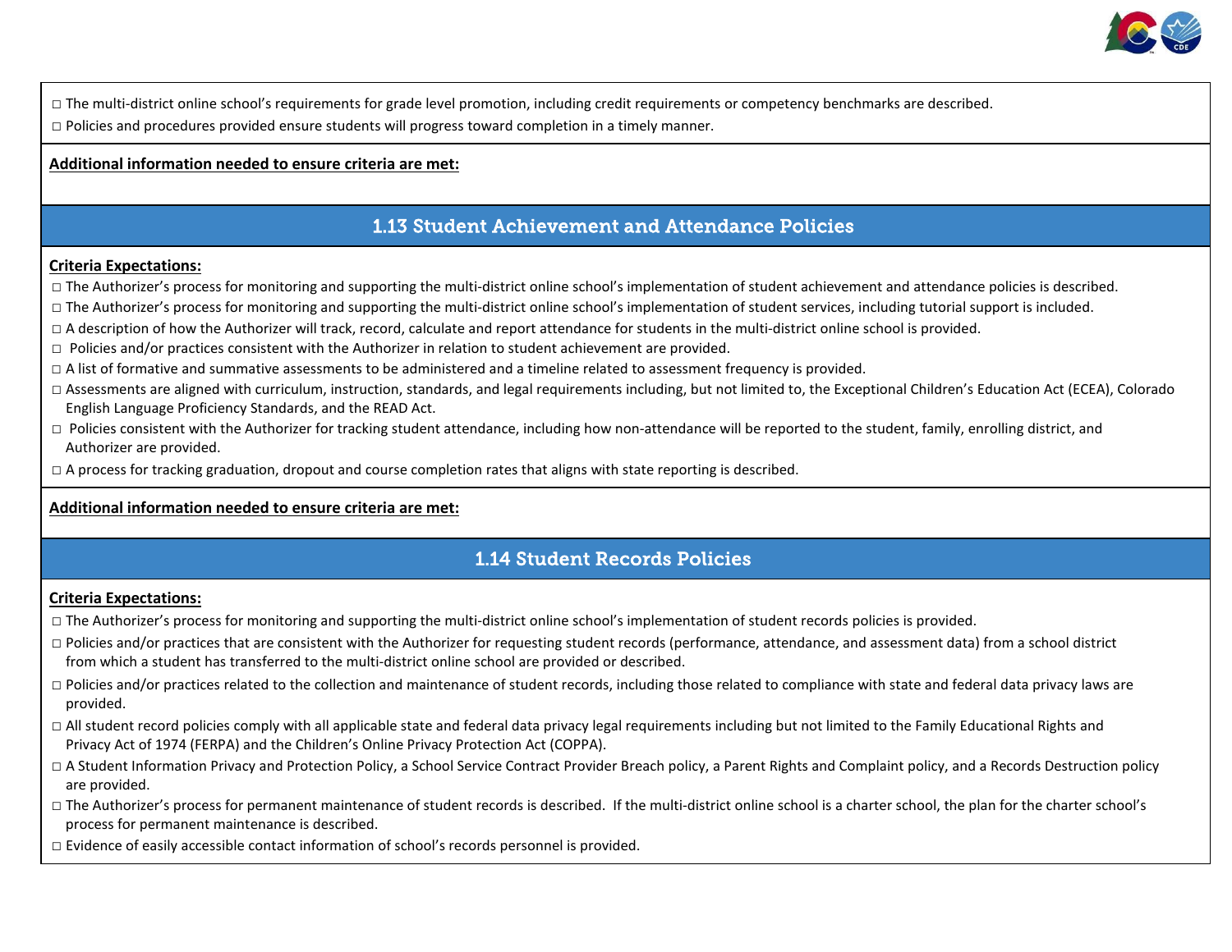☐ The multi-district online school's requirements for grade level promotion, including credit requirements or competency benchmarks are described.

☐ Policies and procedures provided ensure students will progress toward completion in a timely manner.

**Additional information needed to ensure criteria are met:**

## 1.13 Student Achievement and Attendance Policies

**Criteria Expectations:**

☐ The Authorizer's process for monitoring and supporting the multi-district online school's implementation of student achievement and attendance policies is described.

☐ The Authorizer's process for monitoring and supporting the multi-district online school's implementation of student services, including tutorial support is included.

☐ A description of how the Authorizer will track, record, calculate and report attendance for students in the multi-district online school is provided.

☐ Policies and/or practices consistent with the Authorizer in relation to student achievement are provided.

☐ A list of formative and summative assessments to be administered and a timeline related to assessment frequency is provided.

☐ Assessments are aligned with curriculum, instruction, standards, and legal requirements including, but not limited to, the Exceptional Children's Education Act (ECEA), Colorado English Language Proficiency Standards, and the READ Act.

☐ Policies consistent with the Authorizer for tracking student attendance, including how non-attendance will be reported to the student, family, enrolling district, and Authorizer are provided.

☐ A process for tracking graduation, dropout and course completion rates that aligns with state reporting is described.

**Additional information needed to ensure criteria are met:**

## 1.14 Student Records Policies

**Criteria Expectations:**

☐ The Authorizer's process for monitoring and supporting the multi-district online school's implementation of student records policies is provided.

☐ Policies and/or practices that are consistent with the Authorizer for requesting student records (performance, attendance, and assessment data) from a school district from which a student has transferred to the multi-district online school are provided or described.

☐ Policies and/or practices related to the collection and maintenance of student records, including those related to compliance with state and federal data privacy laws are provided.

☐ All student record policies comply with all applicable state and federal data privacy legal requirements including but not limited to the Family Educational Rights and Privacy Act of 1974 (FERPA) and the Children's Online Privacy Protection Act (COPPA).

☐ A Student Information Privacy and Protection Policy, a School Service Contract Provider Breach policy, a Parent Rights and Complaint policy, and a Records Destruction policy are provided.

☐ The Authorizer's process for permanent maintenance of student records is described. If the multi-district online school is a charter school, the plan for the charter school's process for permanent maintenance is described.

☐ Evidence of easily accessible contact information of school's records personnel is provided.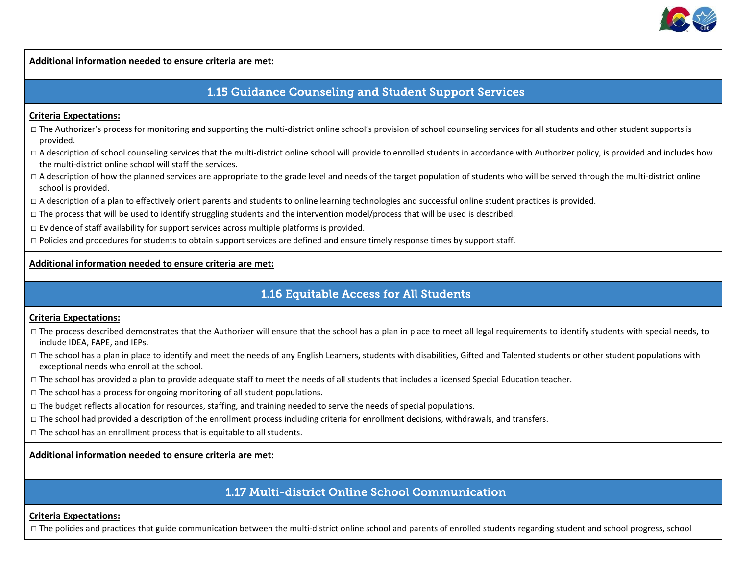**Additional information needed to ensure criteria are met:**

## 1.15 Guidance Counseling and Student Support Services

**Criteria Expectations:**

- ☐ The Authorizer's process for monitoring and supporting the multi-district online school's provision of school counseling services for all students and other student supports is provided.
- ☐ A description of school counseling services that the multi-district online school will provide to enrolled students in accordance with Authorizer policy, is provided and includes how the multi-district online school will staff the services.
- ☐ A description of how the planned services are appropriate to the grade level and needs of the target population of students who will be served through the multi-district online school is provided.
- ☐ A description of a plan to effectively orient parents and students to online learning technologies and successful online student practices is provided.
- ☐ The process that will be used to identify struggling students and the intervention model/process that will be used is described.
- ☐ Evidence of staff availability for support services across multiple platforms is provided.
- ☐ Policies and procedures for students to obtain support services are defined and ensure timely response times by support staff.

**Additional information needed to ensure criteria are met:**

## 1.16 Equitable Access for All Students

**Criteria Expectations:**

- ☐ The process described demonstrates that the Authorizer will ensure that the school has a plan in place to meet all legal requirements to identify students with special needs, to include IDEA, FAPE, and IEPs.
- ☐ The school has a plan in place to identify and meet the needs of any English Learners, students with disabilities, Gifted and Talented students or other student populations with exceptional needs who enroll at the school.
- ☐ The school has provided a plan to provide adequate staff to meet the needs of all students that includes a licensed Special Education teacher.
- ☐ The school has a process for ongoing monitoring of all student populations.
- ☐ The budget reflects allocation for resources, staffing, and training needed to serve the needs of special populations.
- ☐ The school had provided a description of the enrollment process including criteria for enrollment decisions, withdrawals, and transfers.
- ☐ The school has an enrollment process that is equitable to all students.

**Additional information needed to ensure criteria are met:**

## 1.17 Multi-district Online School Communication

**Criteria Expectations:**

- ☐ The policies and practices that guide communication between the multi-district online school and parents of enrolled students regarding student and school progress, school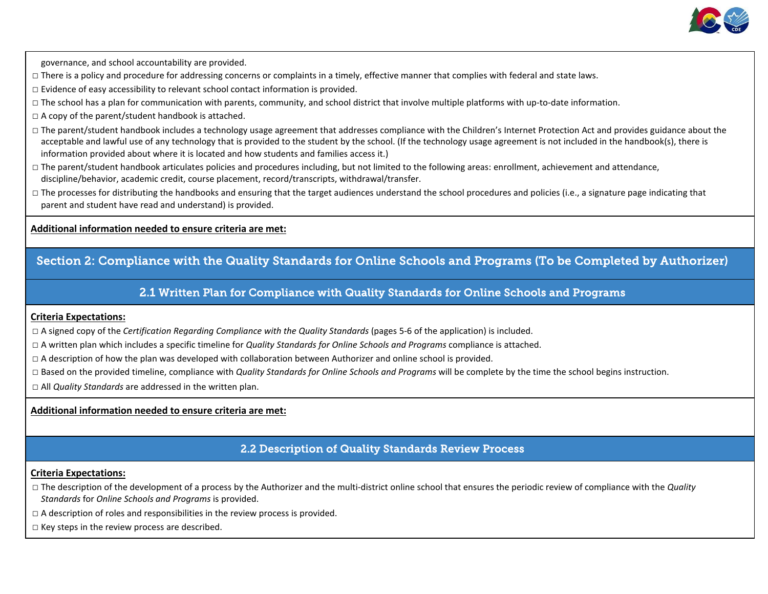governance, and school accountability are provided.

- ☐ There is a policy and procedure for addressing concerns or complaints in a timely, effective manner that complies with federal and state laws.
- ☐ Evidence of easy accessibility to relevant school contact information is provided.
- ☐ The school has a plan for communication with parents, community, and school district that involve multiple platforms with up-to-date information.
- ☐ A copy of the parent/student handbook is attached.
- ☐ The parent/student handbook includes a technology usage agreement that addresses compliance with the Children's Internet Protection Act and provides guidance about the acceptable and lawful use of any technology that is provided to the student by the school. (If the technology usage agreement is not included in the handbook(s), there is information provided about where it is located and how students and families access it.)
- ☐ The parent/student handbook articulates policies and procedures including, but not limited to the following areas: enrollment, achievement and attendance, discipline/behavior, academic credit, course placement, record/transcripts, withdrawal/transfer.
- ☐ The processes for distributing the handbooks and ensuring that the target audiences understand the school procedures and policies (i.e., a signature page indicating that parent and student have read and understand) is provided.

**Additional information needed to ensure criteria are met:**

## Section 2: Compliance with the Quality Standards for Online Schools and Programs (To be Completed by Authorizer)

### 2.1 Written Plan for Compliance with Quality Standards for Online Schools and Programs

**Criteria Expectations:**

- ☐ A signed copy of the *Certification Regarding Compliance with the Quality Standards* (pages 5-6 of the application) is included.
- ☐ A written plan which includes a specific timeline for *Quality Standards for Online Schools and Programs* compliance is attached.
- ☐ A description of how the plan was developed with collaboration between Authorizer and online school is provided.
- ☐ Based on the provided timeline, compliance with *Quality Standards for Online Schools and Programs* will be complete by the time the school begins instruction.
- ☐ All *Quality Standards* are addressed in the written plan.

**Additional information needed to ensure criteria are met:**

### 2.2 Description of Quality Standards Review Process

**Criteria Expectations:**

- ☐ The description of the development of a process by the Authorizer and the multi-district online school that ensures the periodic review of compliance with the *Quality Standards* for *Online Schools and Programs* is provided.
- ☐ A description of roles and responsibilities in the review process is provided.
- ☐ Key steps in the review process are described.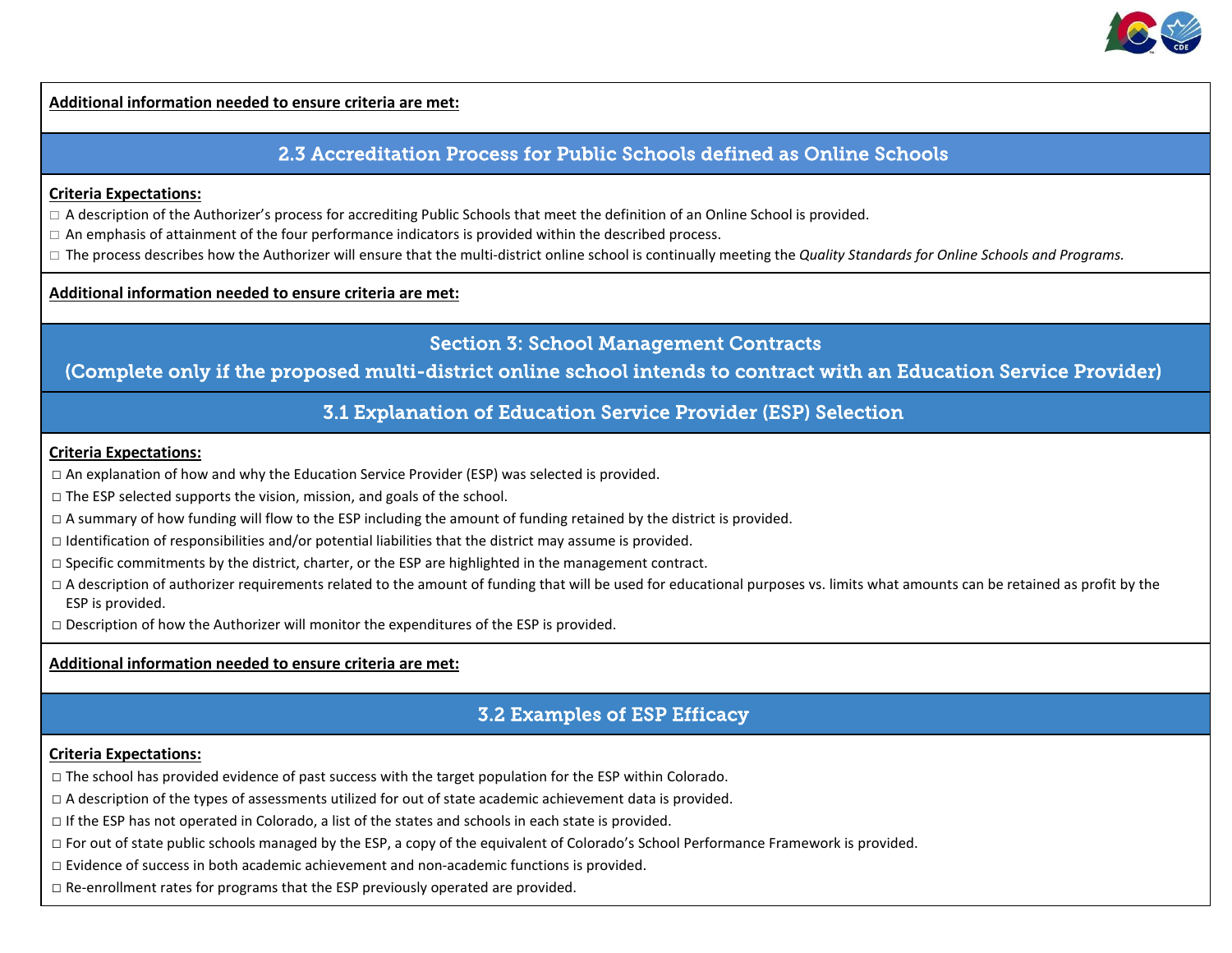**Additional information needed to ensure criteria are met:**

## 2.3 Accreditation Process for Public Schools defined as Online Schools

**Criteria Expectations:**

- ☐ A description of the Authorizer's process for accrediting Public Schools that meet the definition of an Online School is provided.
- ☐ An emphasis of attainment of the four performance indicators is provided within the described process.
- ☐ The process describes how the Authorizer will ensure that the multi-district online school is continually meeting the *Quality Standards for Online Schools and Programs.*

**Additional information needed to ensure criteria are met:**

# Section 3: School Management Contracts

## (Complete only if the proposed multi-district online school intends to contract with an Education Service Provider)

## 3.1 Explanation of Education Service Provider (ESP) Selection

**Criteria Expectations:**

- ☐ An explanation of how and why the Education Service Provider (ESP) was selected is provided.
- ☐ The ESP selected supports the vision, mission, and goals of the school.
- ☐ A summary of how funding will flow to the ESP including the amount of funding retained by the district is provided.
- ☐ Identification of responsibilities and/or potential liabilities that the district may assume is provided.
- ☐ Specific commitments by the district, charter, or the ESP are highlighted in the management contract.
- ☐ A description of authorizer requirements related to the amount of funding that will be used for educational purposes vs. limits what amounts can be retained as profit by the ESP is provided.
- ☐ Description of how the Authorizer will monitor the expenditures of the ESP is provided.

**Additional information needed to ensure criteria are met:**

## 3.2 Examples of ESP Efficacy

**Criteria Expectations:**

- ☐ The school has provided evidence of past success with the target population for the ESP within Colorado.
- ☐ A description of the types of assessments utilized for out of state academic achievement data is provided.
- ☐ If the ESP has not operated in Colorado, a list of the states and schools in each state is provided.
- ☐ For out of state public schools managed by the ESP, a copy of the equivalent of Colorado's School Performance Framework is provided.
- ☐ Evidence of success in both academic achievement and non-academic functions is provided.
- ☐ Re-enrollment rates for programs that the ESP previously operated are provided.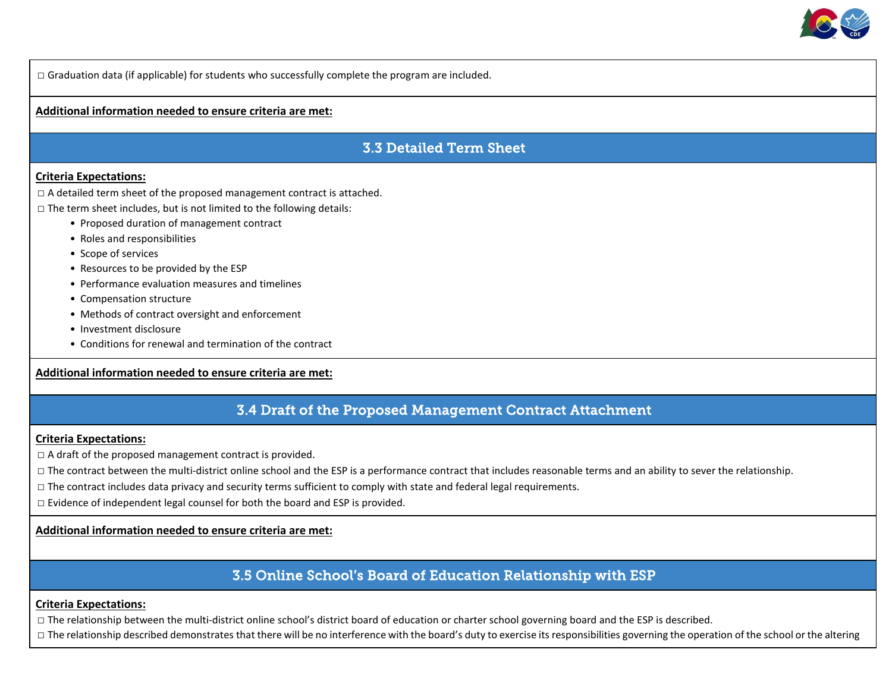☐ Graduation data (if applicable) for students who successfully complete the program are included.

**Additional information needed to ensure criteria are met:**

## 3.3 Detailed Term Sheet

**Criteria Expectations:**

☐ A detailed term sheet of the proposed management contract is attached.

☐ The term sheet includes, but is not limited to the following details:

- Proposed duration of management contract
- Roles and responsibilities
- Scope of services
- Resources to be provided by the ESP
- Performance evaluation measures and timelines
- Compensation structure
- Methods of contract oversight and enforcement
- Investment disclosure
- Conditions for renewal and termination of the contract

**Additional information needed to ensure criteria are met:**

## 3.4 Draft of the Proposed Management Contract Attachment

**Criteria Expectations:**

☐ A draft of the proposed management contract is provided.

☐ The contract between the multi-district online school and the ESP is a performance contract that includes reasonable terms and an ability to sever the relationship.

☐ The contract includes data privacy and security terms sufficient to comply with state and federal legal requirements.

☐ Evidence of independent legal counsel for both the board and ESP is provided.

**Additional information needed to ensure criteria are met:**

## 3.5 Online School's Board of Education Relationship with ESP

**Criteria Expectations:**

☐ The relationship between the multi-district online school's district board of education or charter school governing board and the ESP is described.

☐ The relationship described demonstrates that there will be no interference with the board's duty to exercise its responsibilities governing the operation of the school or the altering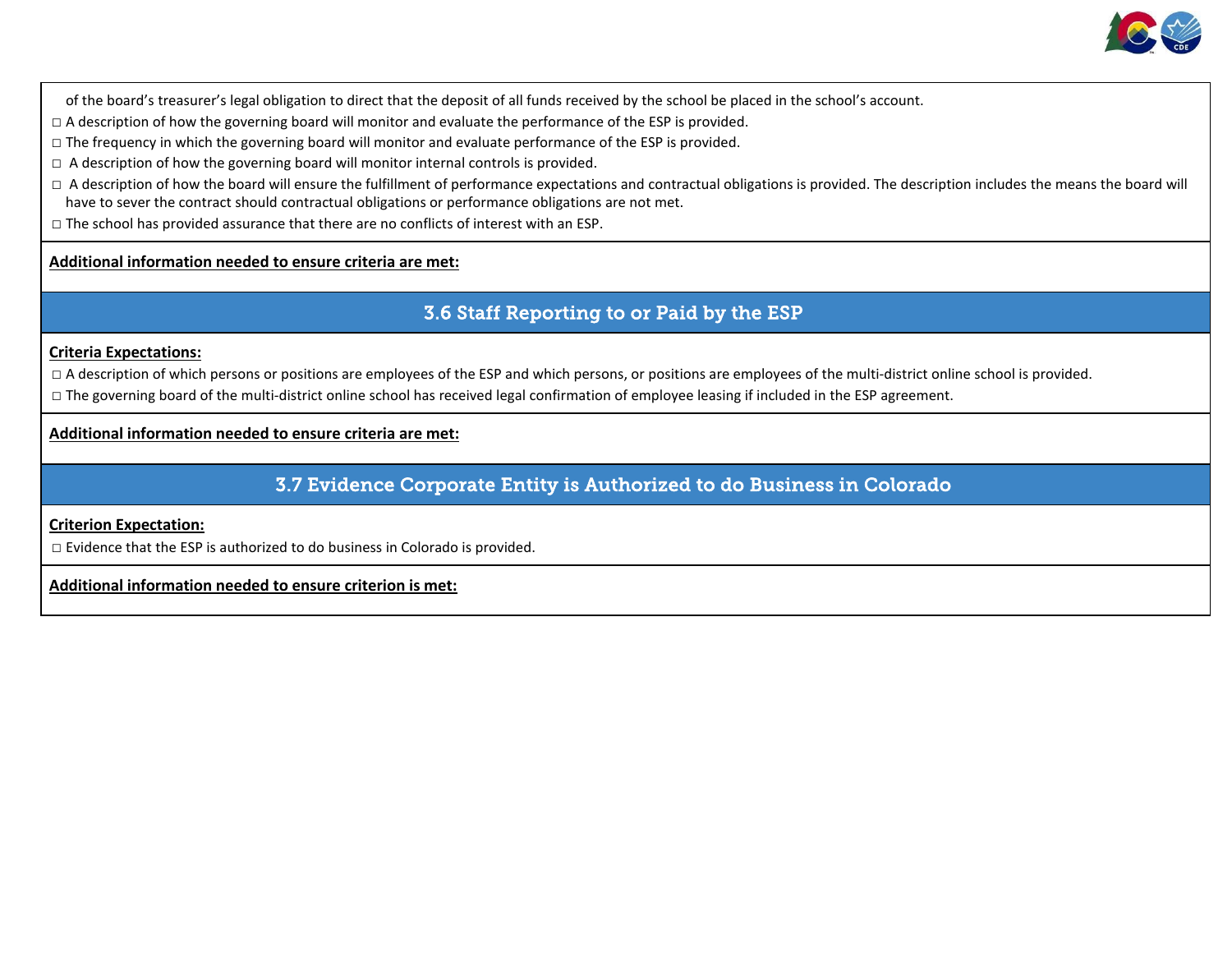of the board's treasurer's legal obligation to direct that the deposit of all funds received by the school be placed in the school's account.

- ☐ A description of how the governing board will monitor and evaluate the performance of the ESP is provided.
- ☐ The frequency in which the governing board will monitor and evaluate performance of the ESP is provided.
- ☐ A description of how the governing board will monitor internal controls is provided.
- ☐ A description of how the board will ensure the fulfillment of performance expectations and contractual obligations is provided. The description includes the means the board will have to sever the contract should contractual obligations or performance obligations are not met.
- ☐ The school has provided assurance that there are no conflicts of interest with an ESP.

**Additional information needed to ensure criteria are met:**

## 3.6 Staff Reporting to or Paid by the ESP

**Criteria Expectations:**

- ☐ A description of which persons or positions are employees of the ESP and which persons, or positions are employees of the multi-district online school is provided.
- ☐ The governing board of the multi-district online school has received legal confirmation of employee leasing if included in the ESP agreement.

**Additional information needed to ensure criteria are met:**

## 3.7 Evidence Corporate Entity is Authorized to do Business in Colorado

**Criterion Expectation:**

- ☐ Evidence that the ESP is authorized to do business in Colorado is provided.

**Additional information needed to ensure criterion is met:**